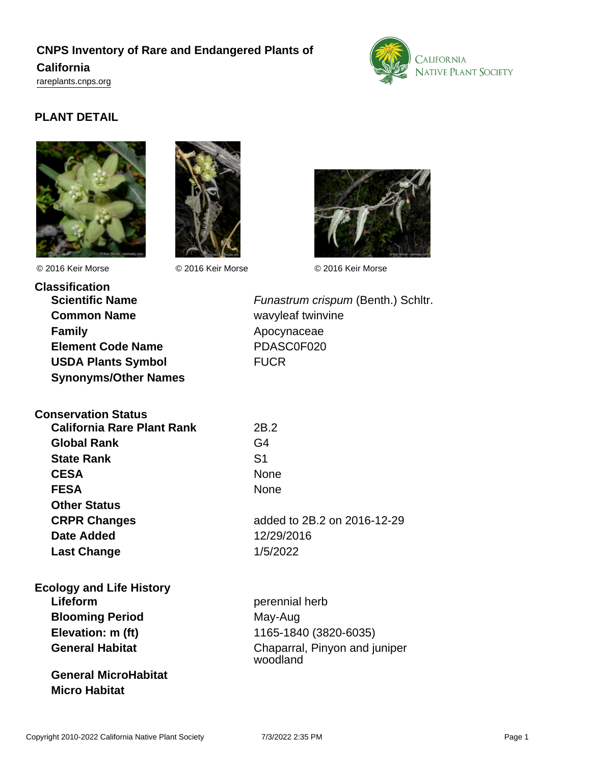# CNPS Inventory of Rare and Endangered Plants of California

rareplants.cnps.org

## PLANT DETAIL

© 2016 Keir Morse

© 2016 Keir Morse

© 2016 Keir Morse

### Classification

| | |
|---|---|
| **Scientific Name** | *Funastrum crispum* (Benth.) Schltr. |
| **Common Name** | wavyleaf twinvine |
| **Family** | Apocynaceae |
| **Element Code Name** | PDASC0F020 |
| **USDA Plants Symbol** | FUCR |
| **Synonyms/Other Names** | |

### Conservation Status

| | |
|---|---|
| **California Rare Plant Rank** | 2B.2 |
| **Global Rank** | G4 |
| **State Rank** | S1 |
| **CESA** | None |
| **FESA** | None |
| **Other Status** | |
| **CRPR Changes** | added to 2B.2 on 2016-12-29 |
| **Date Added** | 12/29/2016 |
| **Last Change** | 1/5/2022 |

### Ecology and Life History

| | |
|---|---|
| **Lifeform** | perennial herb |
| **Blooming Period** | May-Aug |
| **Elevation: m (ft)** | 1165-1840 (3820-6035) |
| **General Habitat** | Chaparral, Pinyon and juniper woodland |
| **General MicroHabitat** | |
| **Micro Habitat** | |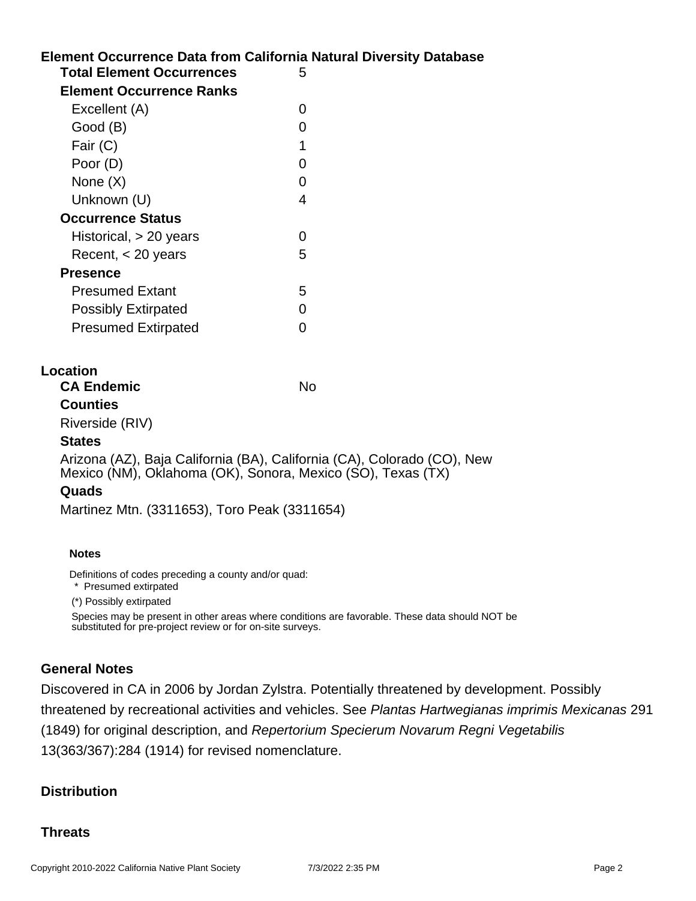## Element Occurrence Data from California Natural Diversity Database

| | |
|---|---|
| **Total Element Occurrences** | 5 |
| **Element Occurrence Ranks** | |
| Excellent (A) | 0 |
| Good (B) | 0 |
| Fair (C) | 1 |
| Poor (D) | 0 |
| None (X) | 0 |
| Unknown (U) | 4 |
| **Occurrence Status** | |
| Historical, > 20 years | 0 |
| Recent, < 20 years | 5 |
| **Presence** | |
| Presumed Extant | 5 |
| Possibly Extirpated | 0 |
| Presumed Extirpated | 0 |

## Location

**CA Endemic** No

**Counties**

Riverside (RIV)

**States**

Arizona (AZ), Baja California (BA), California (CA), Colorado (CO), New Mexico (NM), Oklahoma (OK), Sonora, Mexico (SO), Texas (TX)

**Quads**

Martinez Mtn. (3311653), Toro Peak (3311654)

**Notes**

Definitions of codes preceding a county and/or quad:

\* Presumed extirpated

(*) Possibly extirpated

Species may be present in other areas where conditions are favorable. These data should NOT be substituted for pre-project review or for on-site surveys.

## General Notes

Discovered in CA in 2006 by Jordan Zylstra. Potentially threatened by development. Possibly threatened by recreational activities and vehicles. See *Plantas Hartwegianas imprimis Mexicanas* 291 (1849) for original description, and *Repertorium Specierum Novarum Regni Vegetabilis* 13(363/367):284 (1914) for revised nomenclature.

## Distribution

## Threats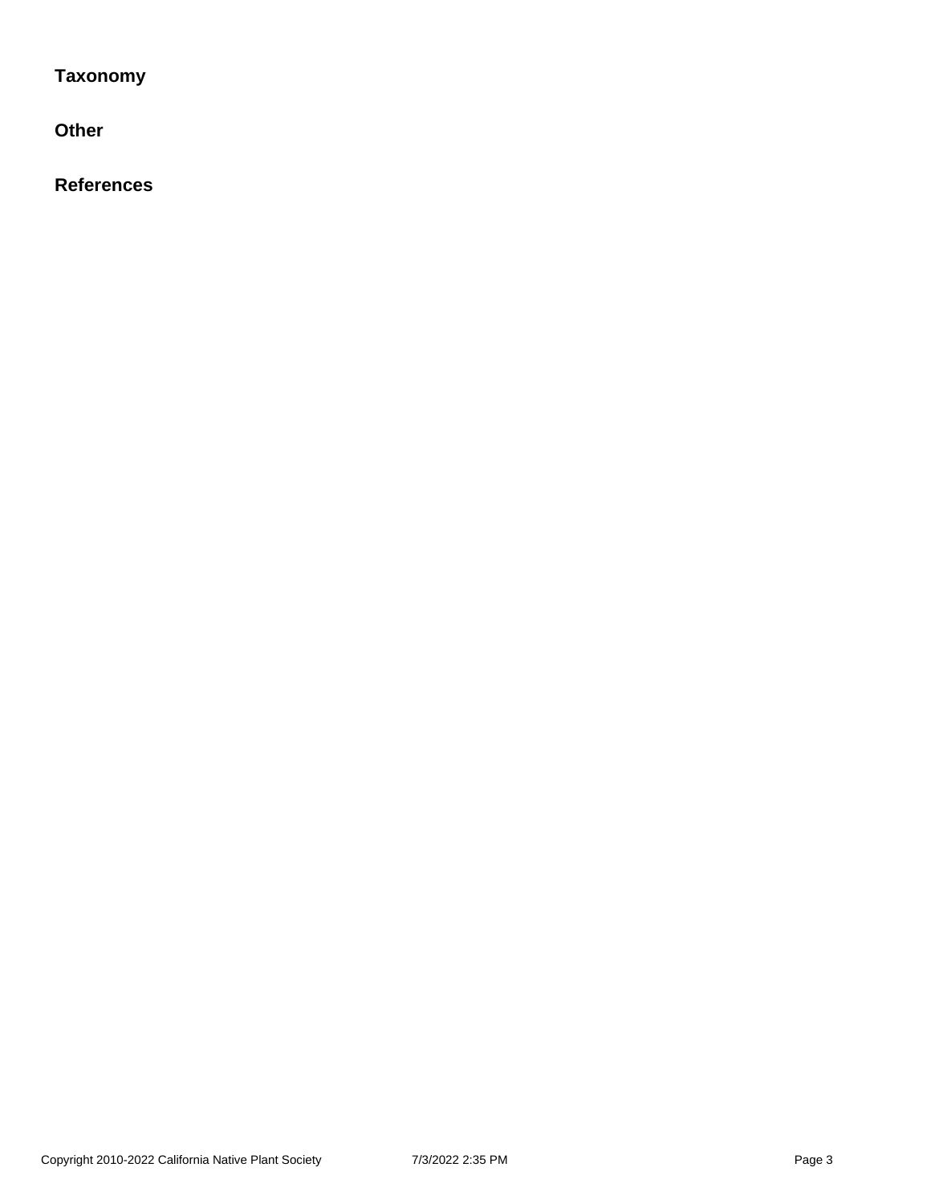## Taxonomy

## Other

## References